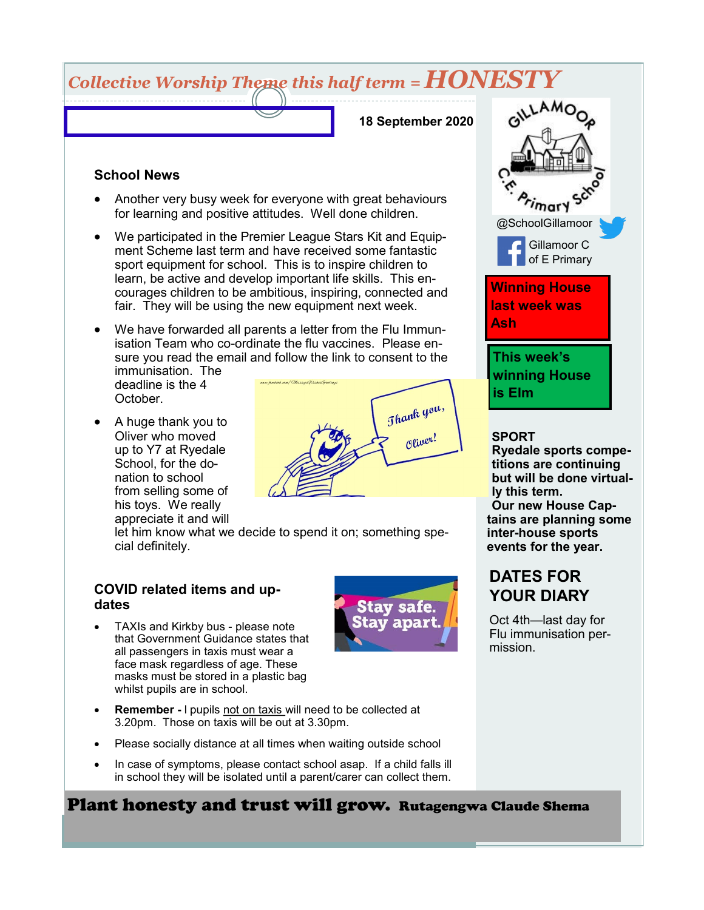# Collective Worship Theme this half term = HONESTY

18 September 2020

## School News

- Another very busy week for everyone with great behaviours for learning and positive attitudes. Well done children.
- We participated in the Premier League Stars Kit and Equipment Scheme last term and have received some fantastic sport equipment for school. This is to inspire children to learn, be active and develop important life skills. This encourages children to be ambitious, inspiring, connected and fair. They will be using the new equipment next week.
- We have forwarded all parents a letter from the Flu Immunisation Team who co-ordinate the flu vaccines. Please ensure you read the email and follow the link to consent to the immunisation. The deadline is the 4 October.
- A huge thank you to Oliver who moved up to Y7 at Ryedale School, for the donation to school from selling some of his toys. We really appreciate it and will let him know what we decide to spend it on; something special definitely.

## COVID related items and updates

- TAXIs and Kirkby bus - please note that Government Guidance states that all passengers in taxis must wear a face mask regardless of age. These masks must be stored in a plastic bag whilst pupils are in school.
- **Remember -** l pupils not on taxis will need to be collected at 3.20pm. Those on taxis will be out at 3.30pm.
- Please socially distance at all times when waiting outside school
- In case of symptoms, please contact school asap. If a child falls ill in school they will be isolated until a parent/carer can collect them.

Gillamoor C.E. Primary School

@SchoolGillamoor

Gillamoor C of E Primary

**Winning House last week was Ash**

**This week's winning House is Elm**

**SPORT**

**Ryedale sports competitions are continuing but will be done virtually this term.**

**Our new House Captains are planning some inter-house sports events for the year.**

## DATES FOR YOUR DIARY

Oct 4th—last day for Flu immunisation permission.

**Plant honesty and trust will grow.** Rutagengwa Claude Shema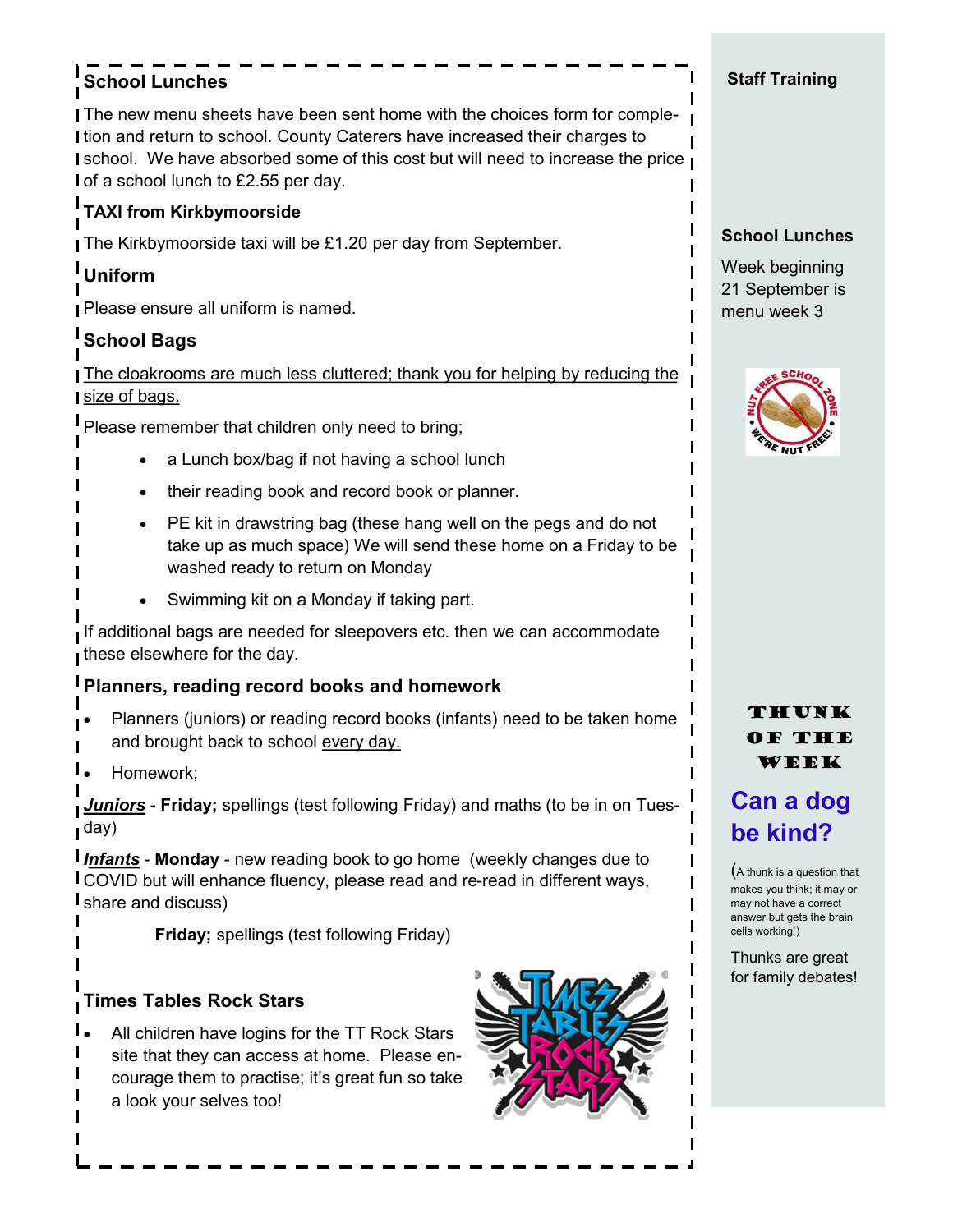## School Lunches

The new menu sheets have been sent home with the choices form for completion and return to school. County Caterers have increased their charges to school. We have absorbed some of this cost but will need to increase the price of a school lunch to £2.55 per day.

## TAXI from Kirkbymoorside

The Kirkbymoorside taxi will be £1.20 per day from September.

## Uniform

Please ensure all uniform is named.

## School Bags

<u>The cloakrooms are much less cluttered; thank you for helping by reducing the size of bags.</u>

Please remember that children only need to bring;

- a Lunch box/bag if not having a school lunch
- their reading book and record book or planner.
- PE kit in drawstring bag (these hang well on the pegs and do not take up as much space) We will send these home on a Friday to be washed ready to return on Monday
- Swimming kit on a Monday if taking part.

If additional bags are needed for sleepovers etc. then we can accommodate these elsewhere for the day.

## Planners, reading record books and homework

- Planners (juniors) or reading record books (infants) need to be taken home and brought back to school <u>every day.</u>
- Homework;

***<u>Juniors</u>*** - **Friday;** spellings (test following Friday) and maths (to be in on Tuesday)

***<u>Infants</u>*** - **Monday** - new reading book to go home (weekly changes due to COVID but will enhance fluency, please read and re-read in different ways, share and discuss)

**Friday;** spellings (test following Friday)

## Times Tables Rock Stars

- All children have logins for the TT Rock Stars site that they can access at home. Please encourage them to practise; it's great fun so take a look your selves too!

## Staff Training

## School Lunches

Week beginning 21 September is menu week 3

## THUNK OF THE WEEK

**Can a dog be kind?**

(A thunk is a question that makes you think; it may or may not have a correct answer but gets the brain cells working!)

Thunks are great for family debates!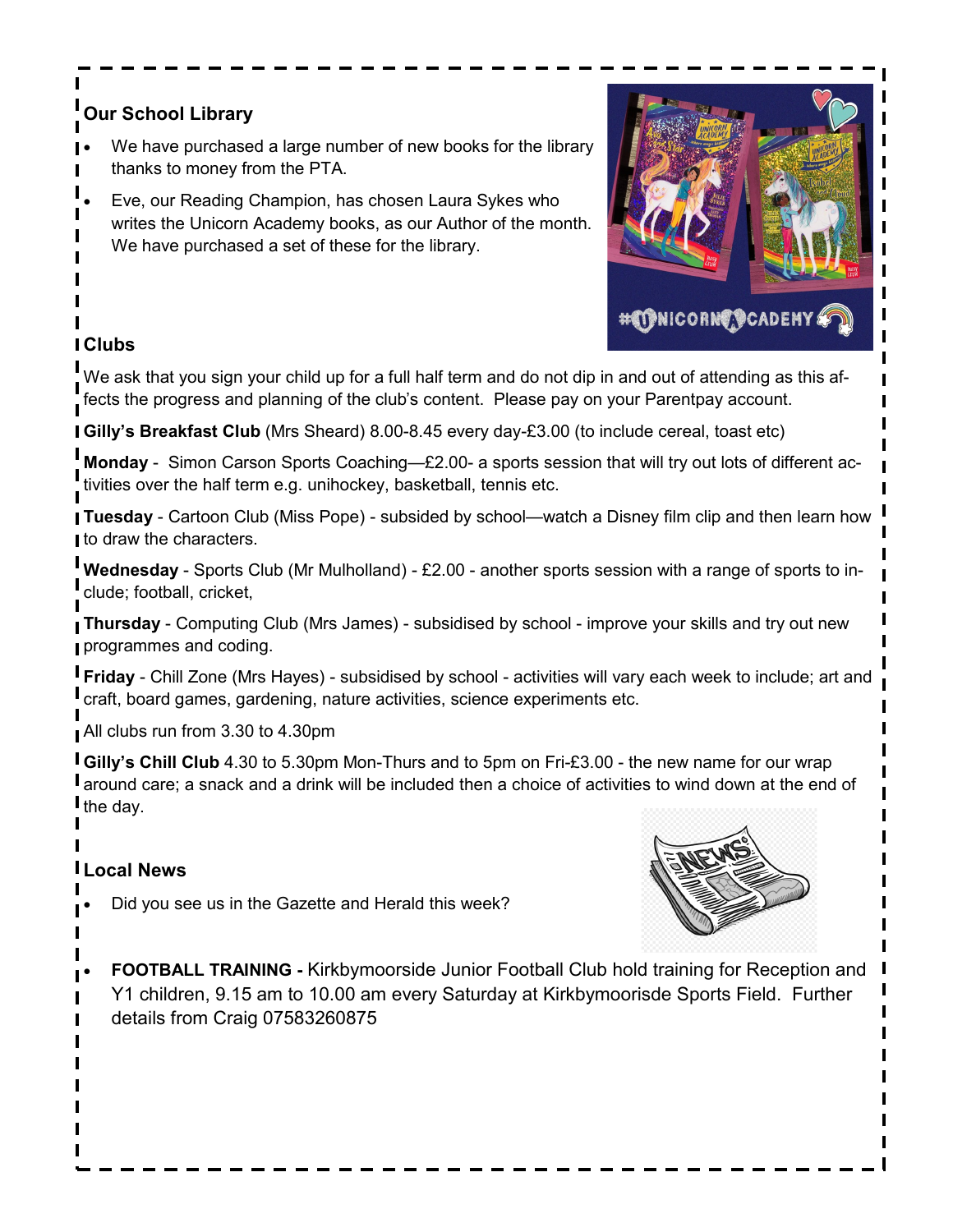## Our School Library

- We have purchased a large number of new books for the library thanks to money from the PTA.
- Eve, our Reading Champion, has chosen Laura Sykes who writes the Unicorn Academy books, as our Author of the month. We have purchased a set of these for the library.

## Clubs

We ask that you sign your child up for a full half term and do not dip in and out of attending as this affects the progress and planning of the club's content. Please pay on your Parentpay account.

**Gilly's Breakfast Club** (Mrs Sheard) 8.00-8.45 every day-£3.00 (to include cereal, toast etc)

**Monday** - Simon Carson Sports Coaching—£2.00- a sports session that will try out lots of different activities over the half term e.g. unihockey, basketball, tennis etc.

**Tuesday** - Cartoon Club (Miss Pope) - subsided by school—watch a Disney film clip and then learn how to draw the characters.

**Wednesday** - Sports Club (Mr Mulholland) - £2.00 - another sports session with a range of sports to include; football, cricket,

**Thursday** - Computing Club (Mrs James) - subsidised by school - improve your skills and try out new programmes and coding.

**Friday** - Chill Zone (Mrs Hayes) - subsidised by school - activities will vary each week to include; art and craft, board games, gardening, nature activities, science experiments etc.

All clubs run from 3.30 to 4.30pm

**Gilly's Chill Club** 4.30 to 5.30pm Mon-Thurs and to 5pm on Fri-£3.00 - the new name for our wrap around care; a snack and a drink will be included then a choice of activities to wind down at the end of the day.

## Local News

- Did you see us in the Gazette and Herald this week?
- **FOOTBALL TRAINING -** Kirkbymoorside Junior Football Club hold training for Reception and Y1 children, 9.15 am to 10.00 am every Saturday at Kirkbymoorisde Sports Field. Further details from Craig 07583260875